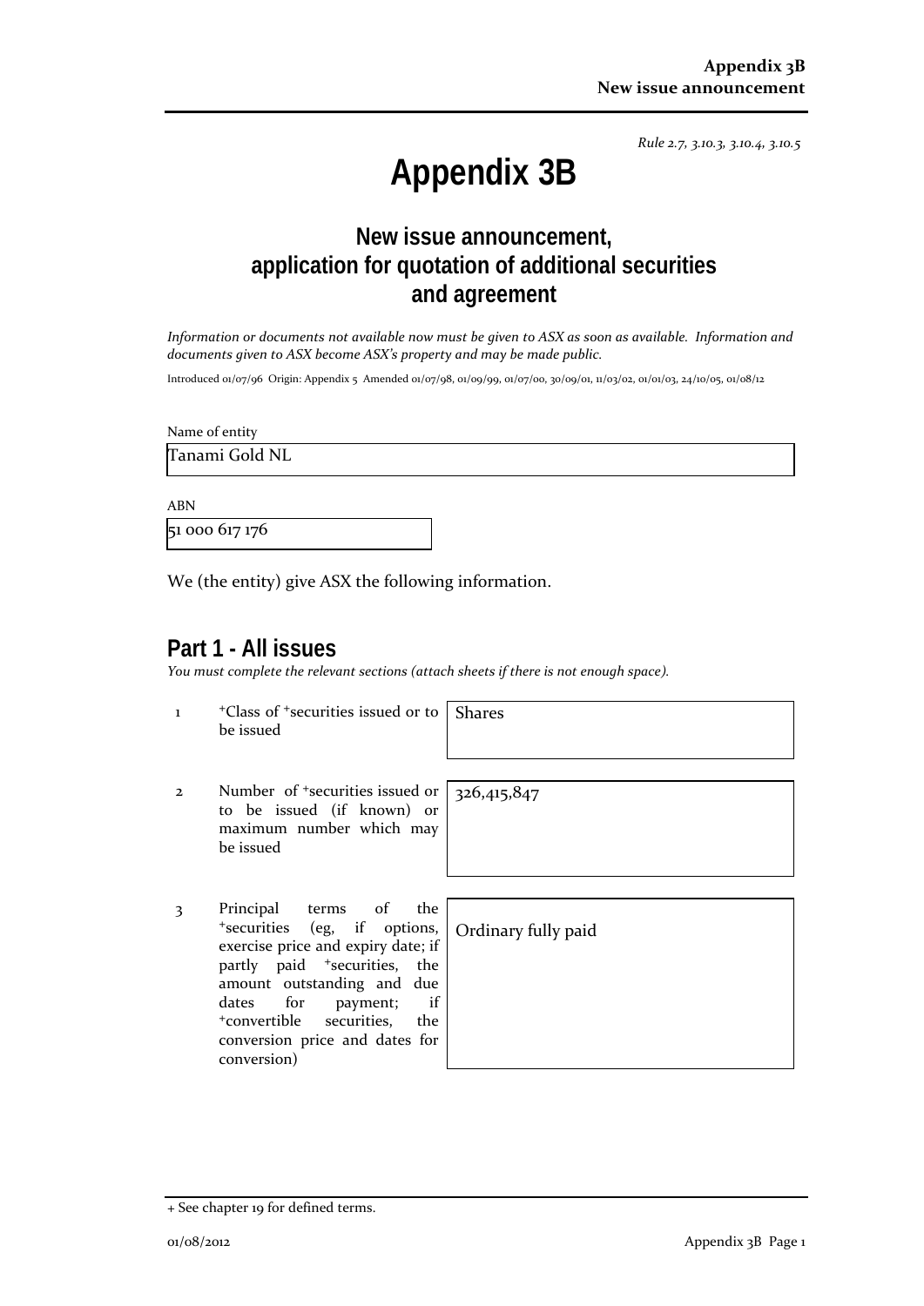*Rule 2.7, 3.10.3, 3.10.4, 3.10.5*

# Appendix 3B

## New issue announcement, application for quotation of additional securities and agreement

*Information or documents not available now must be given to ASX as soon as available. Information and documents given to ASX become ASX's property and may be made public.*

Introduced 01/07/96 Origin: Appendix 5 Amended 01/07/98, 01/09/99, 01/07/00, 30/09/01, 11/03/02, 01/01/03, 24/10/05, 01/08/12

Name of entity

Tanami Gold NL

ABN

51 000 617 176

We (the entity) give ASX the following information.

## Part 1 - All issues

*You must complete the relevant sections (attach sheets if there is not enough space).*

| | | |
|---|---|---|
| 1 | +Class of +securities issued or to be issued | Shares |
| 2 | Number of +securities issued or to be issued (if known) or maximum number which may be issued | 326,415,847 |
| 3 | Principal terms of the +securities (eg, if options, exercise price and expiry date; if partly paid +securities, the amount outstanding and due dates for payment; if +convertible securities, the conversion price and dates for conversion) | Ordinary fully paid |

+ See chapter 19 for defined terms.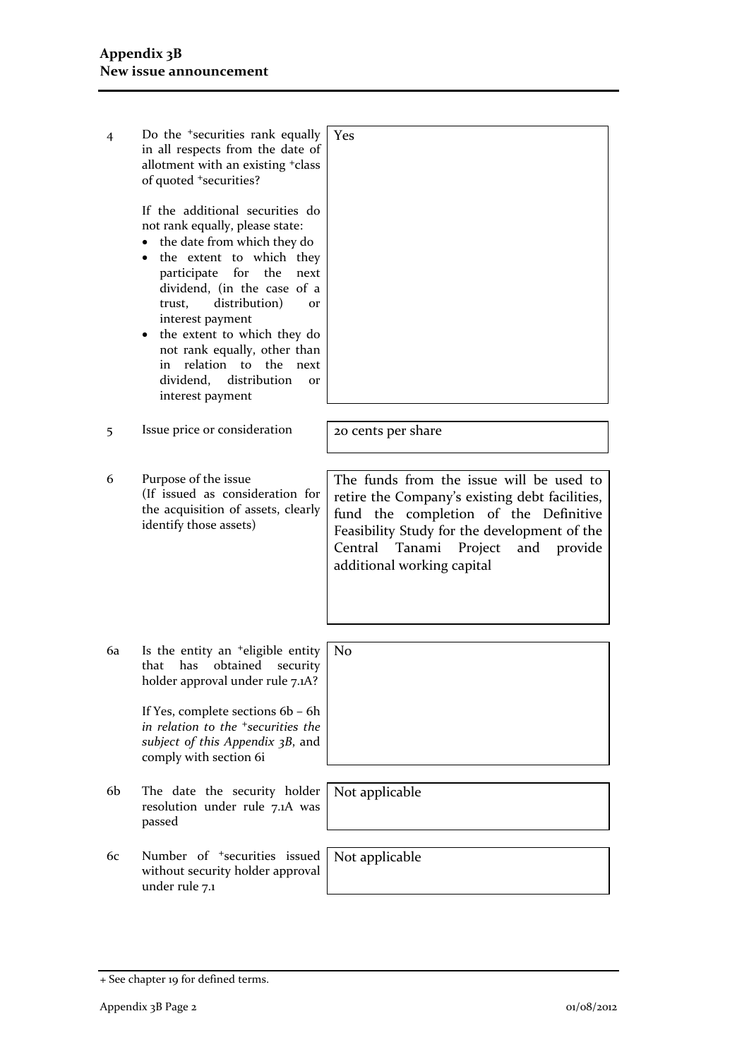| | | |
|---|---|---|
| 4 | Do the +securities rank equally in all respects from the date of allotment with an existing +class of quoted +securities?<br><br>If the additional securities do not rank equally, please state:<br>• the date from which they do<br>• the extent to which they participate for the next dividend, (in the case of a trust, distribution) or interest payment<br>• the extent to which they do not rank equally, other than in relation to the next dividend, distribution or interest payment | Yes |
| 5 | Issue price or consideration | 20 cents per share |
| 6 | Purpose of the issue<br>(If issued as consideration for the acquisition of assets, clearly identify those assets) | The funds from the issue will be used to retire the Company's existing debt facilities, fund the completion of the Definitive Feasibility Study for the development of the Central Tanami Project and provide additional working capital |
| 6a | Is the entity an +eligible entity that has obtained security holder approval under rule 7.1A?<br><br>If Yes, complete sections 6b – 6h *in relation to the +securities the subject of this Appendix 3B*, and comply with section 6i | No |
| 6b | The date the security holder resolution under rule 7.1A was passed | Not applicable |
| 6c | Number of +securities issued without security holder approval under rule 7.1 | Not applicable |

+ See chapter 19 for defined terms.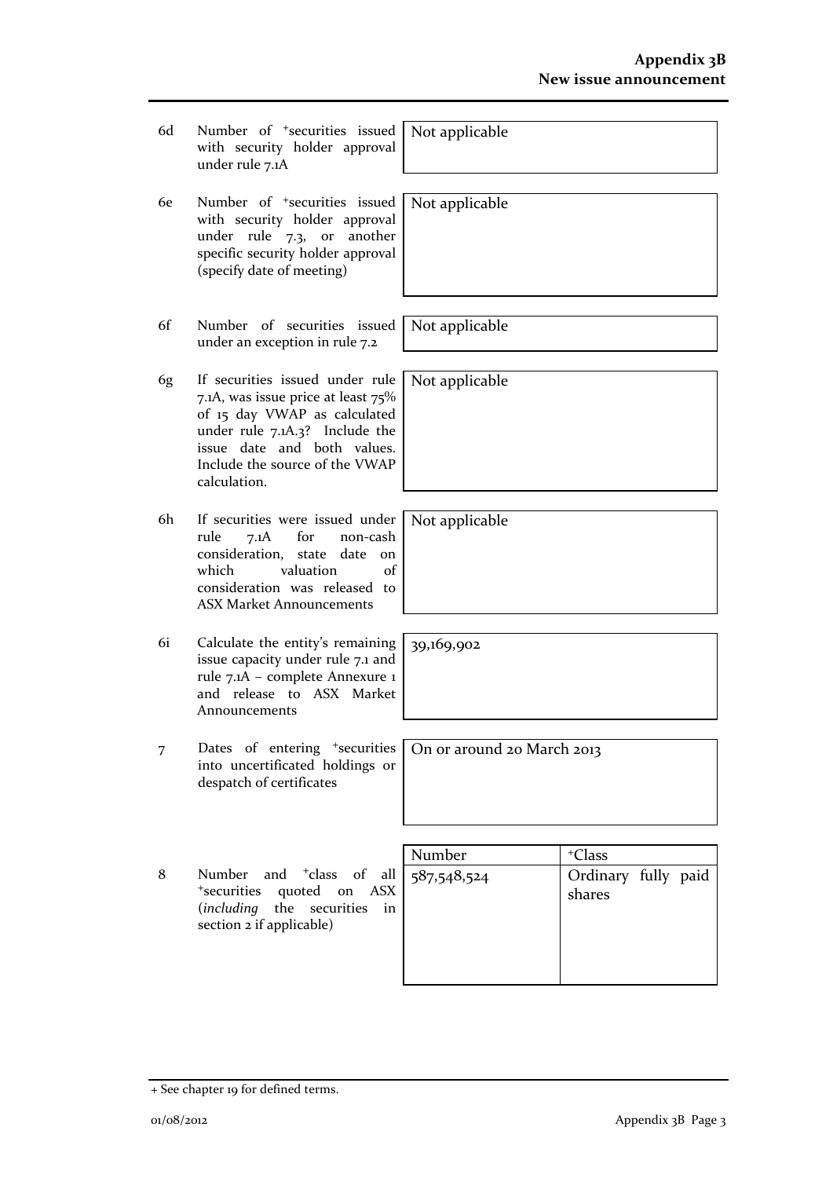| | | |
|---|---|---|
| 6d | Number of +securities issued with security holder approval under rule 7.1A | Not applicable |
| 6e | Number of +securities issued with security holder approval under rule 7.3, or another specific security holder approval (specify date of meeting) | Not applicable |
| 6f | Number of securities issued under an exception in rule 7.2 | Not applicable |
| 6g | If securities issued under rule 7.1A, was issue price at least 75% of 15 day VWAP as calculated under rule 7.1A.3? Include the issue date and both values. Include the source of the VWAP calculation. | Not applicable |
| 6h | If securities were issued under rule 7.1A for non-cash consideration, state date on which valuation of consideration was released to ASX Market Announcements | Not applicable |
| 6i | Calculate the entity's remaining issue capacity under rule 7.1 and rule 7.1A – complete Annexure 1 and release to ASX Market Announcements | 39,169,902 |
| 7 | Dates of entering +securities into uncertificated holdings or despatch of certificates | On or around 20 March 2013 |

| | | Number | +Class |
|---|---|---|---|
| 8 | Number and +class of all +securities quoted on ASX (*including* the securities in section 2 if applicable) | 587,548,524 | Ordinary fully paid shares |

+ See chapter 19 for defined terms.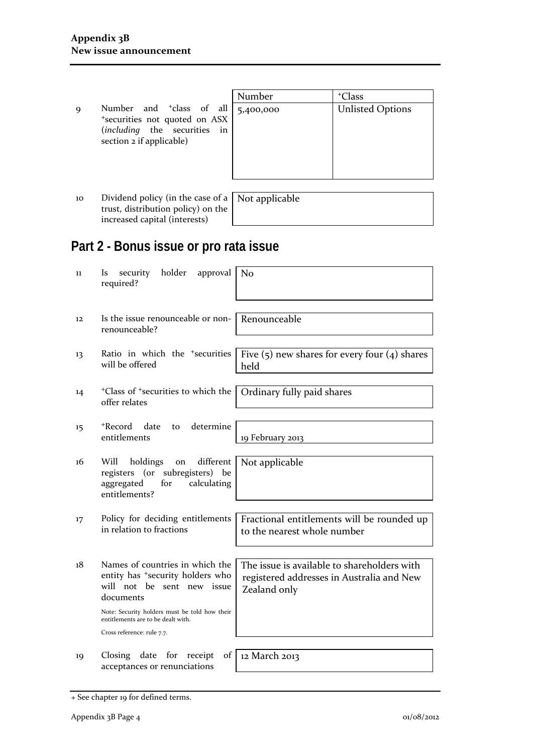| | | Number | +Class |
|---|---|---|---|
| 9 | Number and +class of all +securities not quoted on ASX (*including* the securities in section 2 if applicable) | 5,400,000 | Unlisted Options |

| | | |
|---|---|---|
| 10 | Dividend policy (in the case of a trust, distribution policy) on the increased capital (interests) | Not applicable |

## Part 2 - Bonus issue or pro rata issue

| | | |
|---|---|---|
| 11 | Is security holder approval required? | No |
| 12 | Is the issue renounceable or non-renounceable? | Renounceable |
| 13 | Ratio in which the +securities will be offered | Five (5) new shares for every four (4) shares held |
| 14 | +Class of +securities to which the offer relates | Ordinary fully paid shares |
| 15 | +Record date to determine entitlements | 19 February 2013 |
| 16 | Will holdings on different registers (or subregisters) be aggregated for calculating entitlements? | Not applicable |
| 17 | Policy for deciding entitlements in relation to fractions | Fractional entitlements will be rounded up to the nearest whole number |
| 18 | Names of countries in which the entity has +security holders who will not be sent new issue documents<br><br>Note: Security holders must be told how their entitlements are to be dealt with.<br><br>Cross reference: rule 7.7. | The issue is available to shareholders with registered addresses in Australia and New Zealand only |
| 19 | Closing date for receipt of acceptances or renunciations | 12 March 2013 |

+ See chapter 19 for defined terms.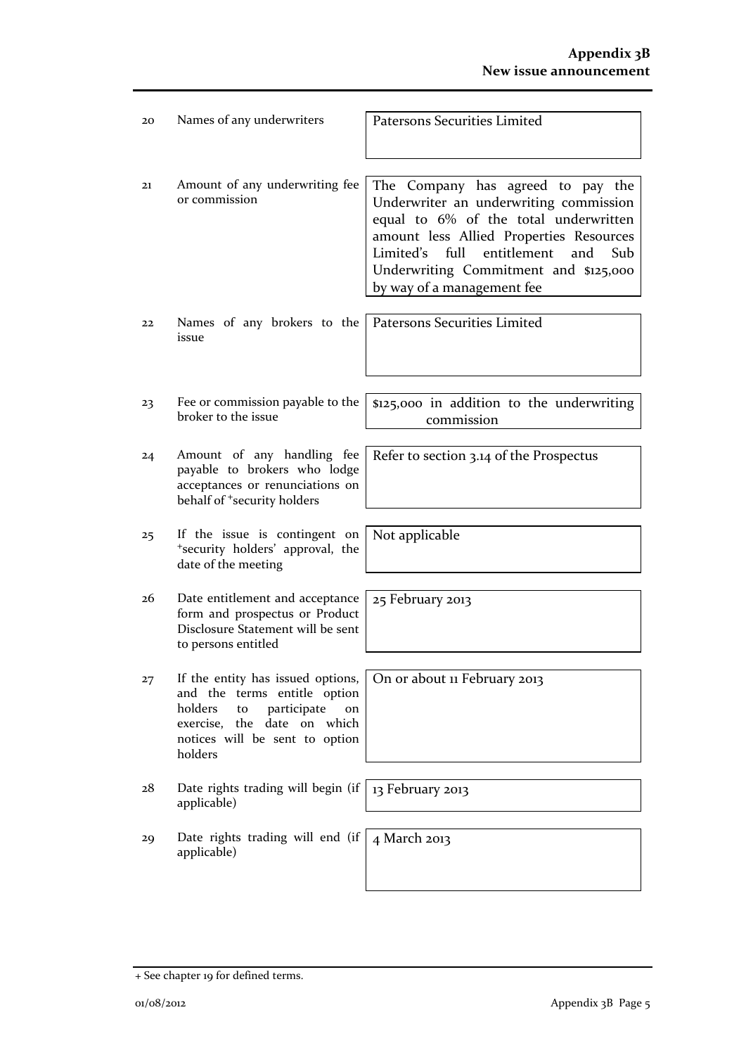| | | |
|---|---|---|
| 20 | Names of any underwriters | Patersons Securities Limited |
| 21 | Amount of any underwriting fee or commission | The Company has agreed to pay the Underwriter an underwriting commission equal to 6% of the total underwritten amount less Allied Properties Resources Limited's full entitlement and Sub Underwriting Commitment and $125,000 by way of a management fee |
| 22 | Names of any brokers to the issue | Patersons Securities Limited |
| 23 | Fee or commission payable to the broker to the issue | $125,000 in addition to the underwriting commission |
| 24 | Amount of any handling fee payable to brokers who lodge acceptances or renunciations on behalf of +security holders | Refer to section 3.14 of the Prospectus |
| 25 | If the issue is contingent on +security holders' approval, the date of the meeting | Not applicable |
| 26 | Date entitlement and acceptance form and prospectus or Product Disclosure Statement will be sent to persons entitled | 25 February 2013 |
| 27 | If the entity has issued options, and the terms entitle option holders to participate on exercise, the date on which notices will be sent to option holders | On or about 11 February 2013 |
| 28 | Date rights trading will begin (if applicable) | 13 February 2013 |
| 29 | Date rights trading will end (if applicable) | 4 March 2013 |

+ See chapter 19 for defined terms.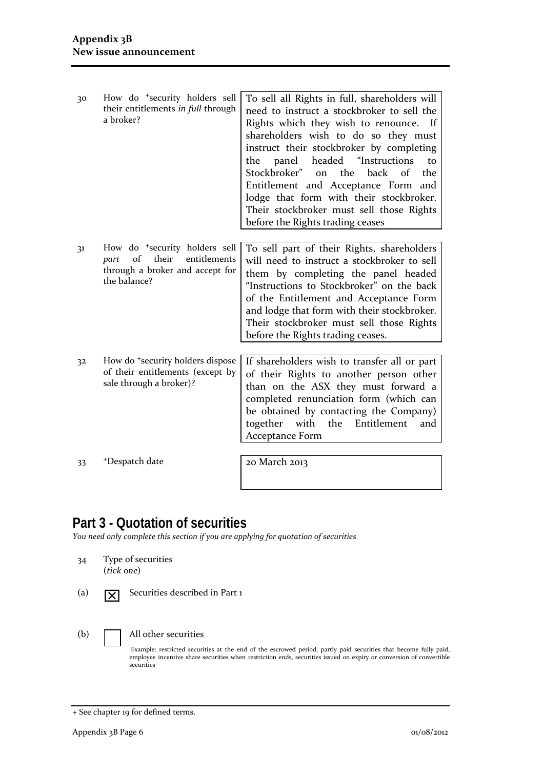| | | |
|---|---|---|
| 30 | How do +security holders sell their entitlements *in full* through a broker? | To sell all Rights in full, shareholders will need to instruct a stockbroker to sell the Rights which they wish to renounce. If shareholders wish to do so they must instruct their stockbroker by completing the panel headed "Instructions to Stockbroker" on the back of the Entitlement and Acceptance Form and lodge that form with their stockbroker. Their stockbroker must sell those Rights before the Rights trading ceases |
| 31 | How do +security holders sell *part* of their entitlements through a broker and accept for the balance? | To sell part of their Rights, shareholders will need to instruct a stockbroker to sell them by completing the panel headed "Instructions to Stockbroker" on the back of the Entitlement and Acceptance Form and lodge that form with their stockbroker. Their stockbroker must sell those Rights before the Rights trading ceases. |
| 32 | How do +security holders dispose of their entitlements (except by sale through a broker)? | If shareholders wish to transfer all or part of their Rights to another person other than on the ASX they must forward a completed renunciation form (which can be obtained by contacting the Company) together with the Entitlement and Acceptance Form |
| 33 | +Despatch date | 20 March 2013 |

## Part 3 - Quotation of securities

*You need only complete this section if you are applying for quotation of securities*

34 Type of securities
(*tick one*)

(a) ☒ Securities described in Part 1

(b) ☐ All other securities

Example: restricted securities at the end of the escrowed period, partly paid securities that become fully paid, employee incentive share securities when restriction ends, securities issued on expiry or conversion of convertible securities

+ See chapter 19 for defined terms.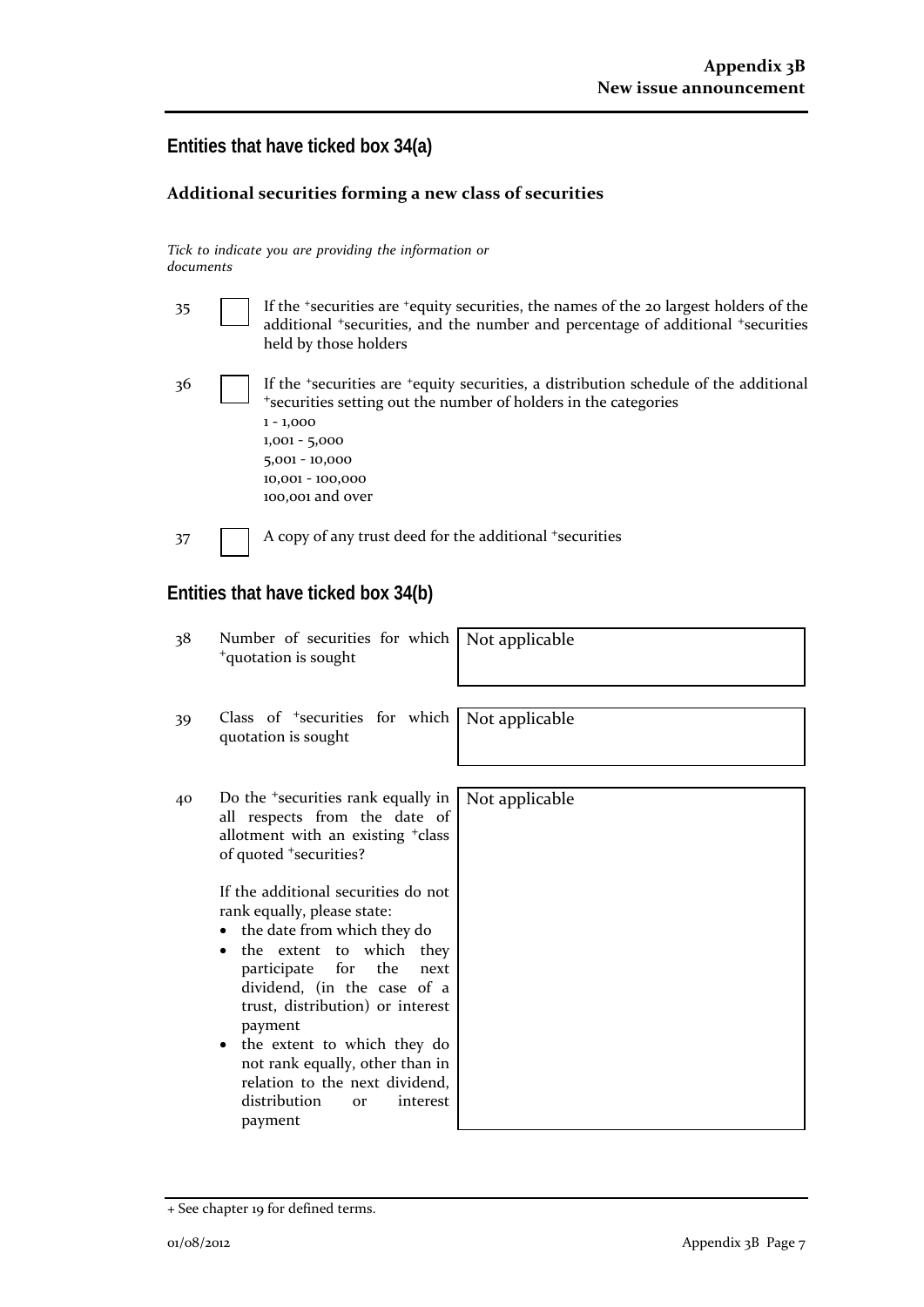## Entities that have ticked box 34(a)

### Additional securities forming a new class of securities

*Tick to indicate you are providing the information or documents*

| | | |
|---|---|---|
| 35 | ☐ | If the +securities are +equity securities, the names of the 20 largest holders of the additional +securities, and the number and percentage of additional +securities held by those holders |
| 36 | ☐ | If the +securities are +equity securities, a distribution schedule of the additional +securities setting out the number of holders in the categories<br>1 - 1,000<br>1,001 - 5,000<br>5,001 - 10,000<br>10,001 - 100,000<br>100,001 and over |
| 37 | ☐ | A copy of any trust deed for the additional +securities |

## Entities that have ticked box 34(b)

| | | |
|---|---|---|
| 38 | Number of securities for which +quotation is sought | Not applicable |
| 39 | Class of +securities for which quotation is sought | Not applicable |
| 40 | Do the +securities rank equally in all respects from the date of allotment with an existing +class of quoted +securities?<br><br>If the additional securities do not rank equally, please state:<br>• the date from which they do<br>• the extent to which they participate for the next dividend, (in the case of a trust, distribution) or interest payment<br>• the extent to which they do not rank equally, other than in relation to the next dividend, distribution or interest payment | Not applicable |

+ See chapter 19 for defined terms.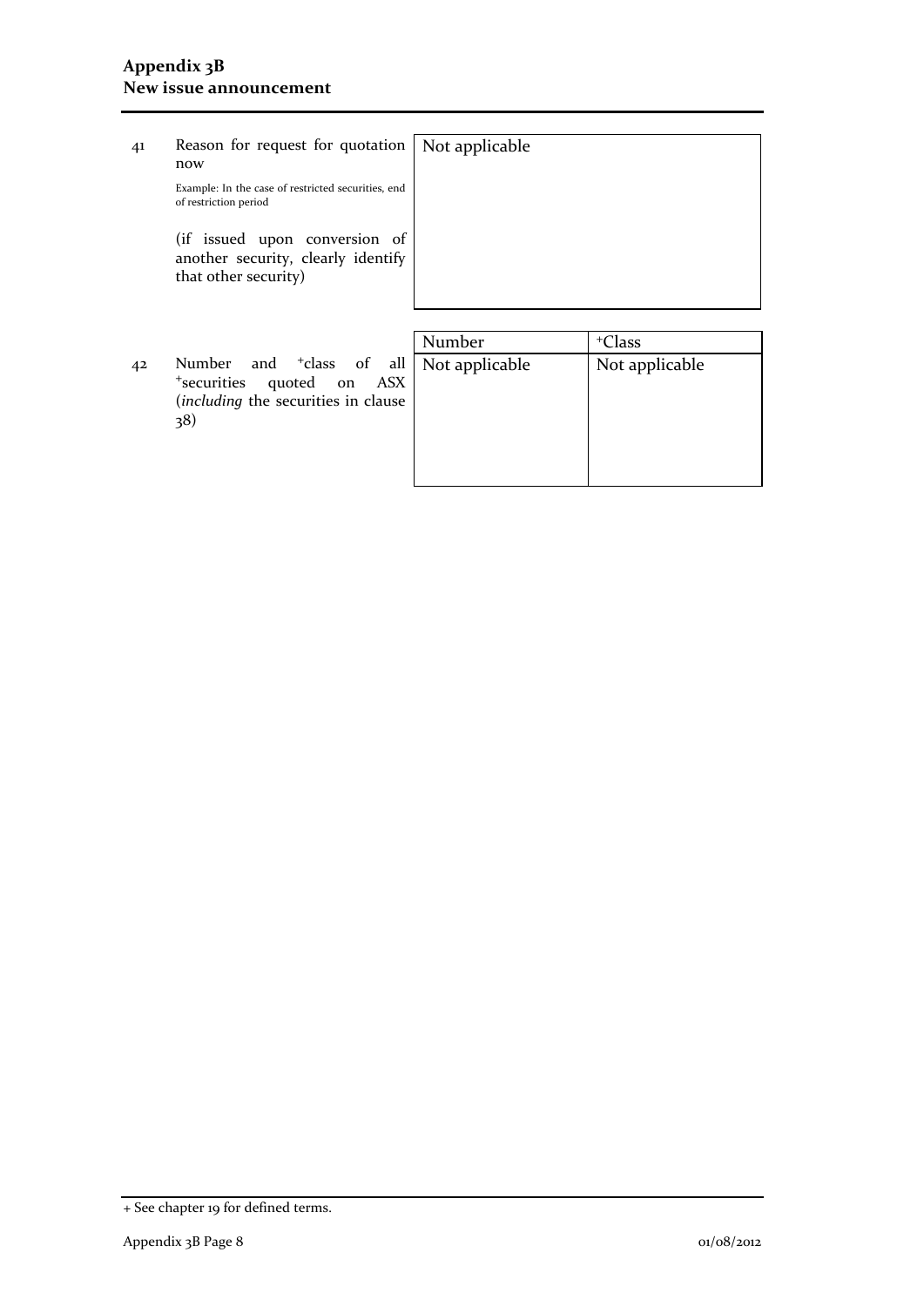| | | |
|---|---|---|
| 41 | Reason for request for quotation now<br><br>Example: In the case of restricted securities, end of restriction period<br><br>(if issued upon conversion of another security, clearly identify that other security) | Not applicable |

| | | Number | +Class |
|---|---|---|---|
| 42 | Number and +class of all +securities quoted on ASX (*including* the securities in clause 38) | Not applicable | Not applicable |

+ See chapter 19 for defined terms.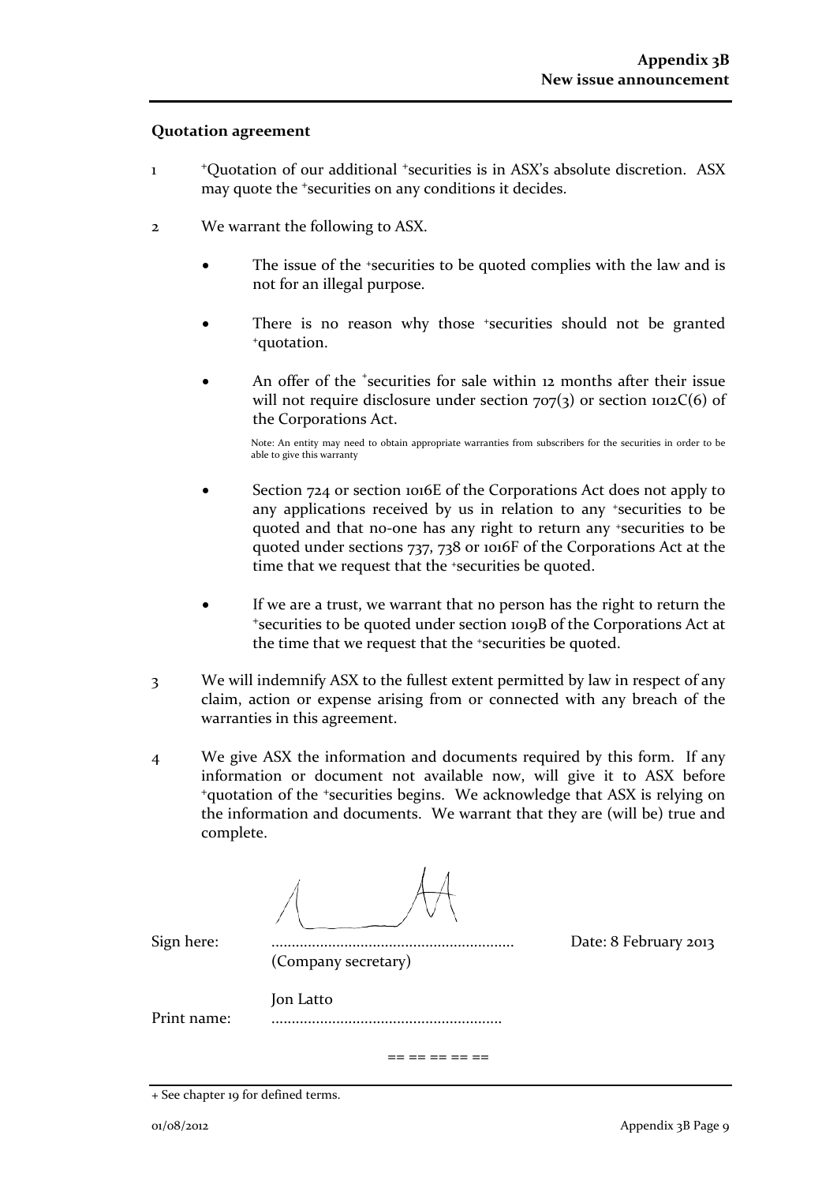## Quotation agreement

1 +Quotation of our additional +securities is in ASX's absolute discretion. ASX may quote the +securities on any conditions it decides.

2 We warrant the following to ASX.

- The issue of the +securities to be quoted complies with the law and is not for an illegal purpose.

- There is no reason why those +securities should not be granted +quotation.

- An offer of the +securities for sale within 12 months after their issue will not require disclosure under section 707(3) or section 1012C(6) of the Corporations Act.

  Note: An entity may need to obtain appropriate warranties from subscribers for the securities in order to be able to give this warranty

- Section 724 or section 1016E of the Corporations Act does not apply to any applications received by us in relation to any +securities to be quoted and that no-one has any right to return any +securities to be quoted under sections 737, 738 or 1016F of the Corporations Act at the time that we request that the +securities be quoted.

- If we are a trust, we warrant that no person has the right to return the +securities to be quoted under section 1019B of the Corporations Act at the time that we request that the +securities be quoted.

3 We will indemnify ASX to the fullest extent permitted by law in respect of any claim, action or expense arising from or connected with any breach of the warranties in this agreement.

4 We give ASX the information and documents required by this form. If any information or document not available now, will give it to ASX before +quotation of the +securities begins. We acknowledge that ASX is relying on the information and documents. We warrant that they are (will be) true and complete.

Sign here: ............................................................ Date: 8 February 2013
(Company secretary)

Print name: Jon Latto

== == == == ==

+ See chapter 19 for defined terms.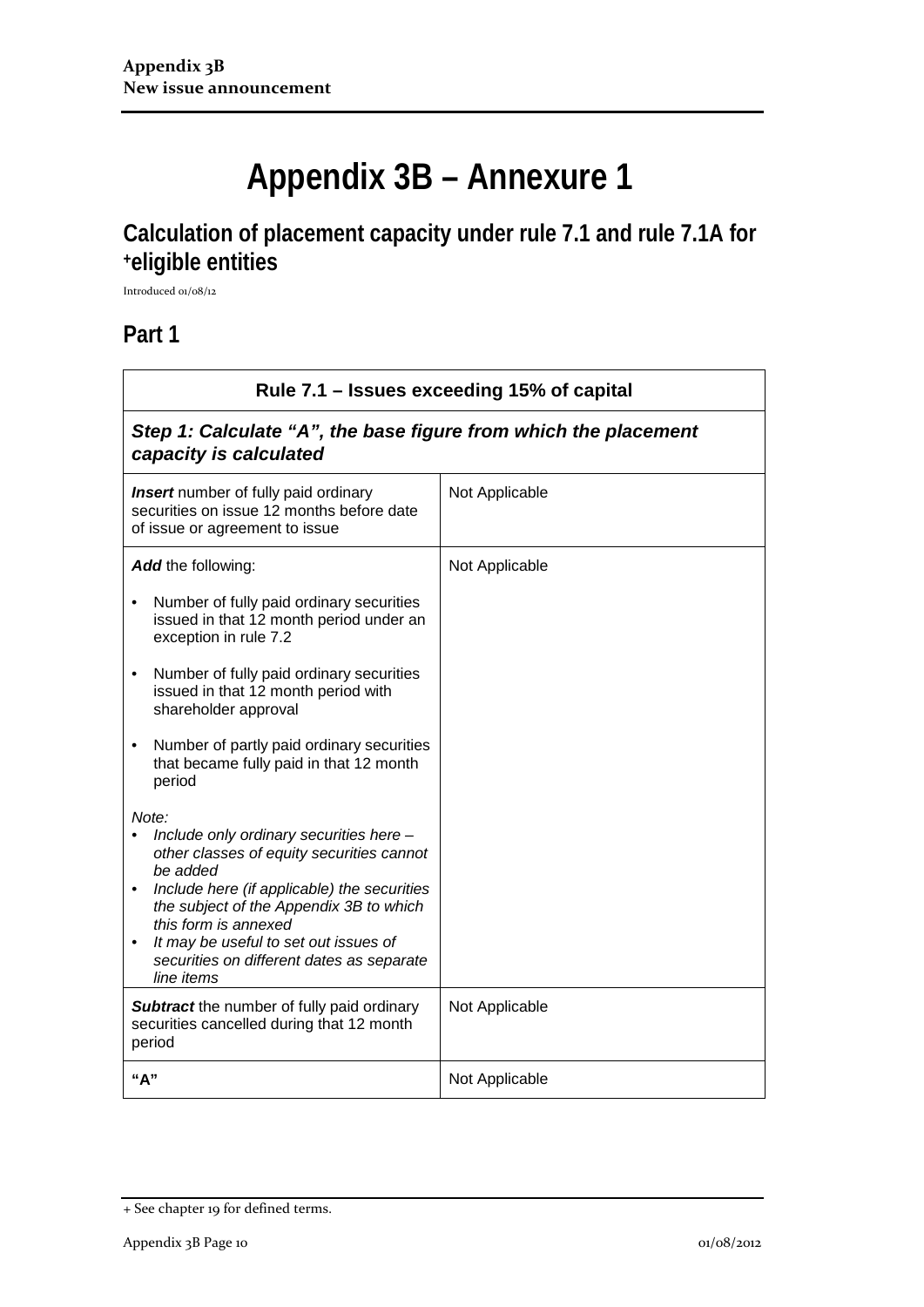# Appendix 3B – Annexure 1

## Calculation of placement capacity under rule 7.1 and rule 7.1A for +eligible entities

Introduced 01/08/12

## Part 1

| Rule 7.1 – Issues exceeding 15% of capital | |
|---|---|
| ***Step 1: Calculate "A", the base figure from which the placement capacity is calculated*** | |
| ***Insert*** number of fully paid ordinary securities on issue 12 months before date of issue or agreement to issue | Not Applicable |
| ***Add*** the following:<br>• Number of fully paid ordinary securities issued in that 12 month period under an exception in rule 7.2<br>• Number of fully paid ordinary securities issued in that 12 month period with shareholder approval<br>• Number of partly paid ordinary securities that became fully paid in that 12 month period<br><br>*Note:*<br>• *Include only ordinary securities here – other classes of equity securities cannot be added*<br>• *Include here (if applicable) the securities the subject of the Appendix 3B to which this form is annexed*<br>• *It may be useful to set out issues of securities on different dates as separate line items* | Not Applicable |
| ***Subtract*** the number of fully paid ordinary securities cancelled during that 12 month period | Not Applicable |
| **"A"** | Not Applicable |

+ See chapter 19 for defined terms.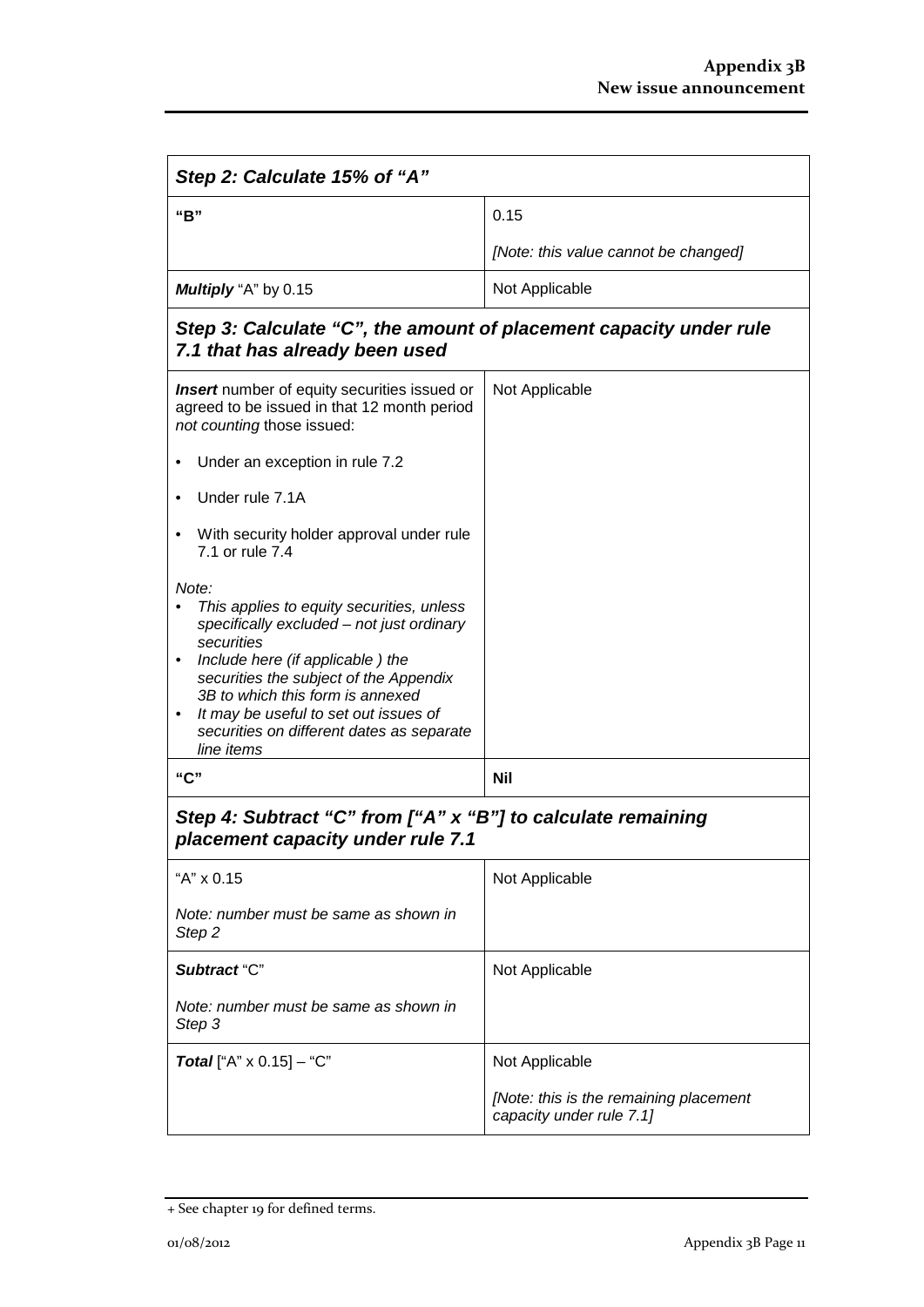| Step 2: Calculate 15% of "A" | |
|---|---|
| **"B"** | 0.15<br><br>*[Note: this value cannot be changed]* |
| ***Multiply*** "A" by 0.15 | Not Applicable |

| Step 3: Calculate "C", the amount of placement capacity under rule 7.1 that has already been used | |
|---|---|
| ***Insert*** number of equity securities issued or agreed to be issued in that 12 month period *not counting* those issued:<br><br>• Under an exception in rule 7.2<br><br>• Under rule 7.1A<br><br>• With security holder approval under rule 7.1 or rule 7.4<br><br>*Note:*<br>• *This applies to equity securities, unless specifically excluded – not just ordinary securities*<br>• *Include here (if applicable ) the securities the subject of the Appendix 3B to which this form is annexed*<br>• *It may be useful to set out issues of securities on different dates as separate line items* | Not Applicable |
| **"C"** | **Nil** |

| Step 4: Subtract "C" from ["A" x "B"] to calculate remaining placement capacity under rule 7.1 | |
|---|---|
| "A" x 0.15<br><br>*Note: number must be same as shown in Step 2* | Not Applicable |
| ***Subtract*** "C"<br><br>*Note: number must be same as shown in Step 3* | Not Applicable |
| ***Total*** ["A" x 0.15] – "C" | Not Applicable<br><br>*[Note: this is the remaining placement capacity under rule 7.1]* |

+ See chapter 19 for defined terms.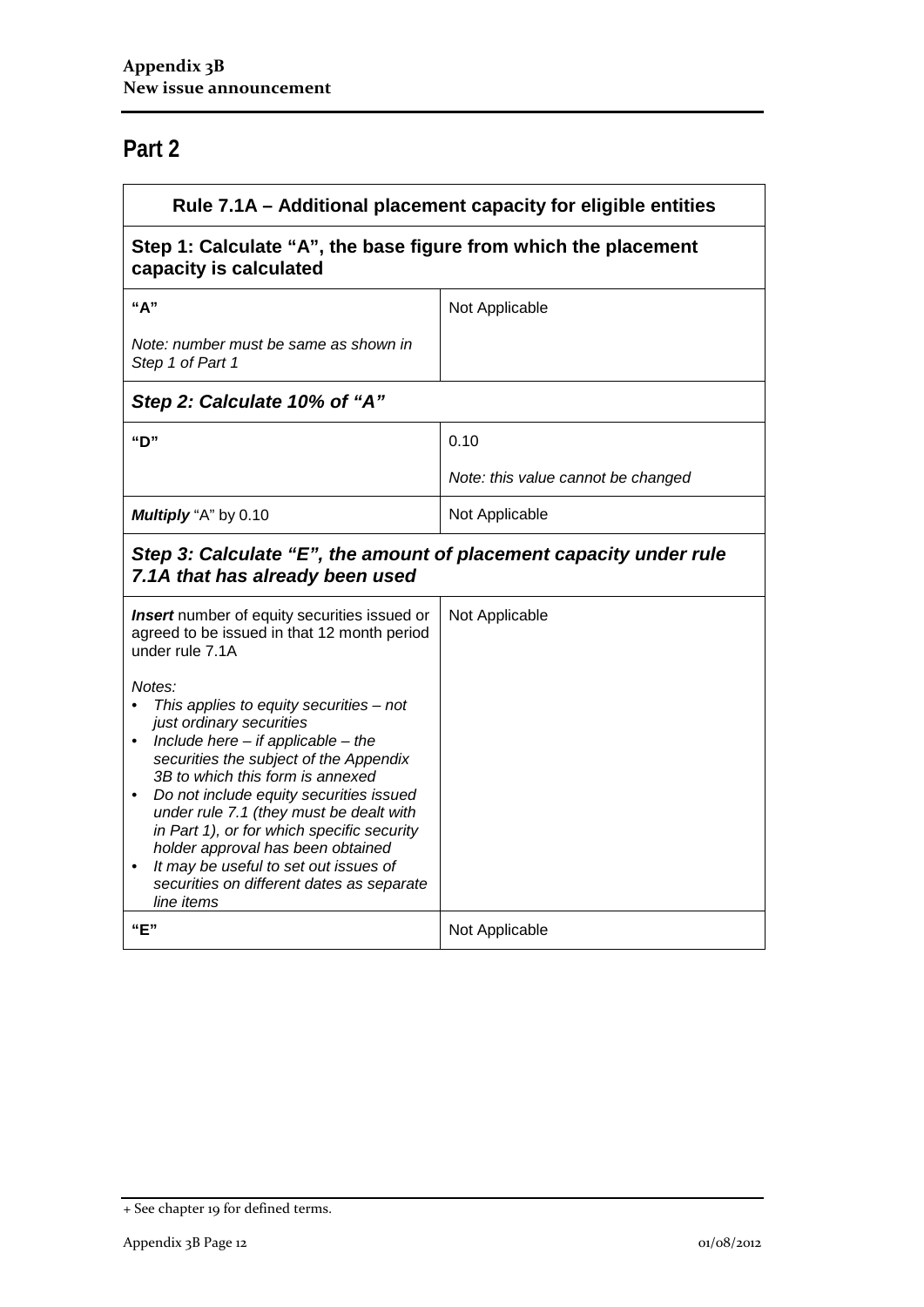## Part 2

| Rule 7.1A – Additional placement capacity for eligible entities | |
|---|---|
| **Step 1: Calculate "A", the base figure from which the placement capacity is calculated** | |
| **"A"**<br><br>*Note: number must be same as shown in Step 1 of Part 1* | Not Applicable |
| ***Step 2: Calculate 10% of "A"*** | |
| **"D"** | 0.10<br><br>*Note: this value cannot be changed* |
| ***Multiply*** "A" by 0.10 | Not Applicable |
| ***Step 3: Calculate "E", the amount of placement capacity under rule 7.1A that has already been used*** | |
| ***Insert*** number of equity securities issued or agreed to be issued in that 12 month period under rule 7.1A<br><br>*Notes:*<br>• *This applies to equity securities – not just ordinary securities*<br>• *Include here – if applicable – the securities the subject of the Appendix 3B to which this form is annexed*<br>• *Do not include equity securities issued under rule 7.1 (they must be dealt with in Part 1), or for which specific security holder approval has been obtained*<br>• *It may be useful to set out issues of securities on different dates as separate line items* | Not Applicable |
| **"E"** | Not Applicable |

+ See chapter 19 for defined terms.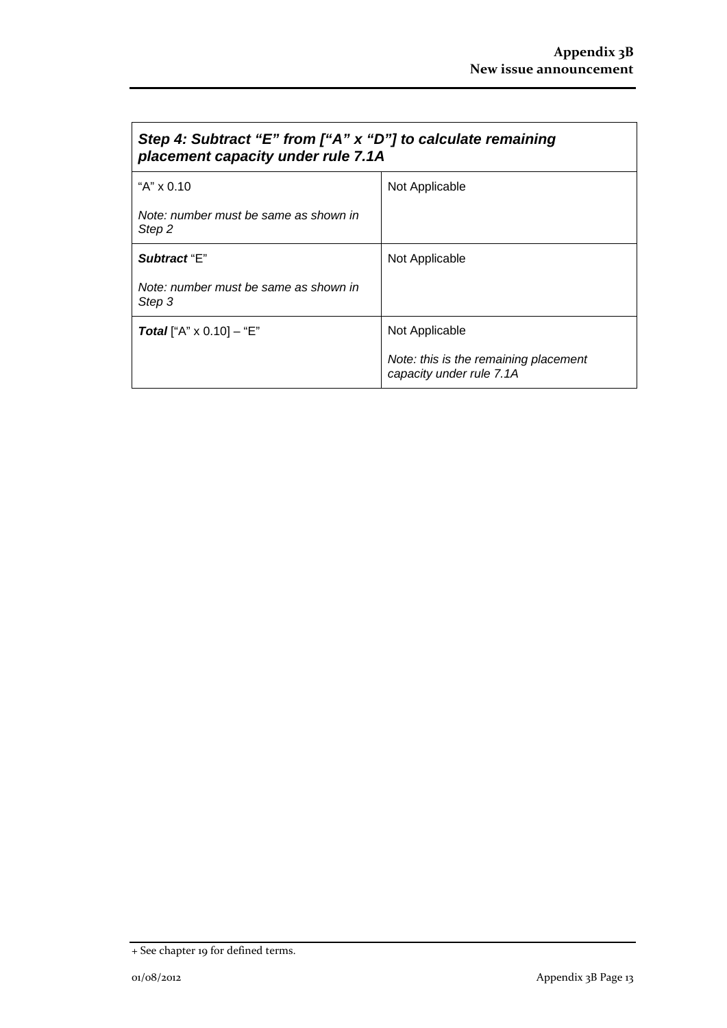| ***Step 4: Subtract "E" from ["A" x "D"] to calculate remaining placement capacity under rule 7.1A*** | |
| --- | --- |
| "A" x 0.10<br><br>*Note: number must be same as shown in Step 2* | Not Applicable |
| ***Subtract*** "E"<br><br>*Note: number must be same as shown in Step 3* | Not Applicable |
| ***Total*** ["A" x 0.10] – "E" | Not Applicable<br><br>*Note: this is the remaining placement capacity under rule 7.1A* |

+ See chapter 19 for defined terms.